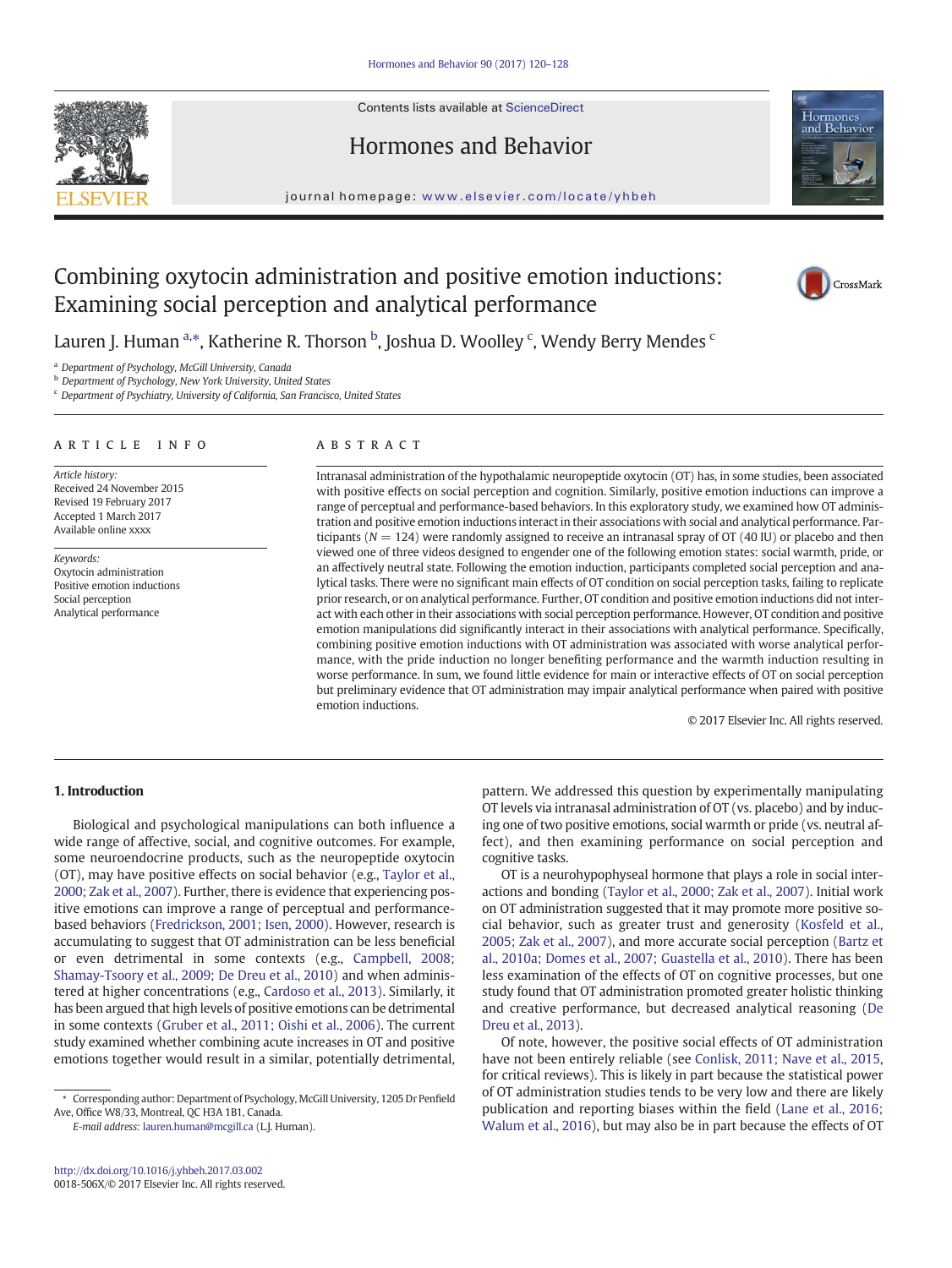# Combining oxytocin administration and positive emotion inductions: Examining social perception and analytical performance

Lauren J. Human [a,*], Katherine R. Thorson [b], Joshua D. Woolley [c], Wendy Berry Mendes [c]

[a] Department of Psychology, McGill University, Canada
[b] Department of Psychology, New York University, United States
[c] Department of Psychiatry, University of California, San Francisco, United States

## ARTICLE INFO

*Article history:*
Received 24 November 2015
Revised 19 February 2017
Accepted 1 March 2017
Available online xxxx

*Keywords:*
Oxytocin administration
Positive emotion inductions
Social perception
Analytical performance

## ABSTRACT

Intranasal administration of the hypothalamic neuropeptide oxytocin (OT) has, in some studies, been associated with positive effects on social perception and cognition. Similarly, positive emotion inductions can improve a range of perceptual and performance-based behaviors. In this exploratory study, we examined how OT administration and positive emotion inductions interact in their associations with social and analytical performance. Participants ($N = 124$) were randomly assigned to receive an intranasal spray of OT (40 IU) or placebo and then viewed one of three videos designed to engender one of the following emotion states: social warmth, pride, or an affectively neutral state. Following the emotion induction, participants completed social perception and analytical tasks. There were no significant main effects of OT condition on social perception tasks, failing to replicate prior research, or on analytical performance. Further, OT condition and positive emotion inductions did not interact with each other in their associations with social perception performance. However, OT condition and positive emotion manipulations did significantly interact in their associations with analytical performance. Specifically, combining positive emotion inductions with OT administration was associated with worse analytical performance, with the pride induction no longer benefiting performance and the warmth induction resulting in worse performance. In sum, we found little evidence for main or interactive effects of OT on social perception but preliminary evidence that OT administration may impair analytical performance when paired with positive emotion inductions.

© 2017 Elsevier Inc. All rights reserved.

## 1. Introduction

Biological and psychological manipulations can both influence a wide range of affective, social, and cognitive outcomes. For example, some neuroendocrine products, such as the neuropeptide oxytocin (OT), may have positive effects on social behavior (e.g., Taylor et al., 2000; Zak et al., 2007). Further, there is evidence that experiencing positive emotions can improve a range of perceptual and performance-based behaviors (Fredrickson, 2001; Isen, 2000). However, research is accumulating to suggest that OT administration can be less beneficial or even detrimental in some contexts (e.g., Campbell, 2008; Shamay-Tsoory et al., 2009; De Dreu et al., 2010) and when administered at higher concentrations (e.g., Cardoso et al., 2013). Similarly, it has been argued that high levels of positive emotions can be detrimental in some contexts (Gruber et al., 2011; Oishi et al., 2006). The current study examined whether combining acute increases in OT and positive emotions together would result in a similar, potentially detrimental, pattern. We addressed this question by experimentally manipulating OT levels via intranasal administration of OT (vs. placebo) and by inducing one of two positive emotions, social warmth or pride (vs. neutral affect), and then examining performance on social perception and cognitive tasks.

OT is a neurohypophyseal hormone that plays a role in social interactions and bonding (Taylor et al., 2000; Zak et al., 2007). Initial work on OT administration suggested that it may promote more positive social behavior, such as greater trust and generosity (Kosfeld et al., 2005; Zak et al., 2007), and more accurate social perception (Bartz et al., 2010a; Domes et al., 2007; Guastella et al., 2010). There has been less examination of the effects of OT on cognitive processes, but one study found that OT administration promoted greater holistic thinking and creative performance, but decreased analytical reasoning (De Dreu et al., 2013).

Of note, however, the positive social effects of OT administration have not been entirely reliable (see Conlisk, 2011; Nave et al., 2015, for critical reviews). This is likely in part because the statistical power of OT administration studies tends to be very low and there are likely publication and reporting biases within the field (Lane et al., 2016; Walum et al., 2016), but may also be in part because the effects of OT

* Corresponding author: Department of Psychology, McGill University, 1205 Dr Penfield Ave, Office W8/33, Montreal, QC H3A 1B1, Canada.
*E-mail address:* lauren.human@mcgill.ca (L.J. Human).

http://dx.doi.org/10.1016/j.yhbeh.2017.03.002
0018-506X/© 2017 Elsevier Inc. All rights reserved.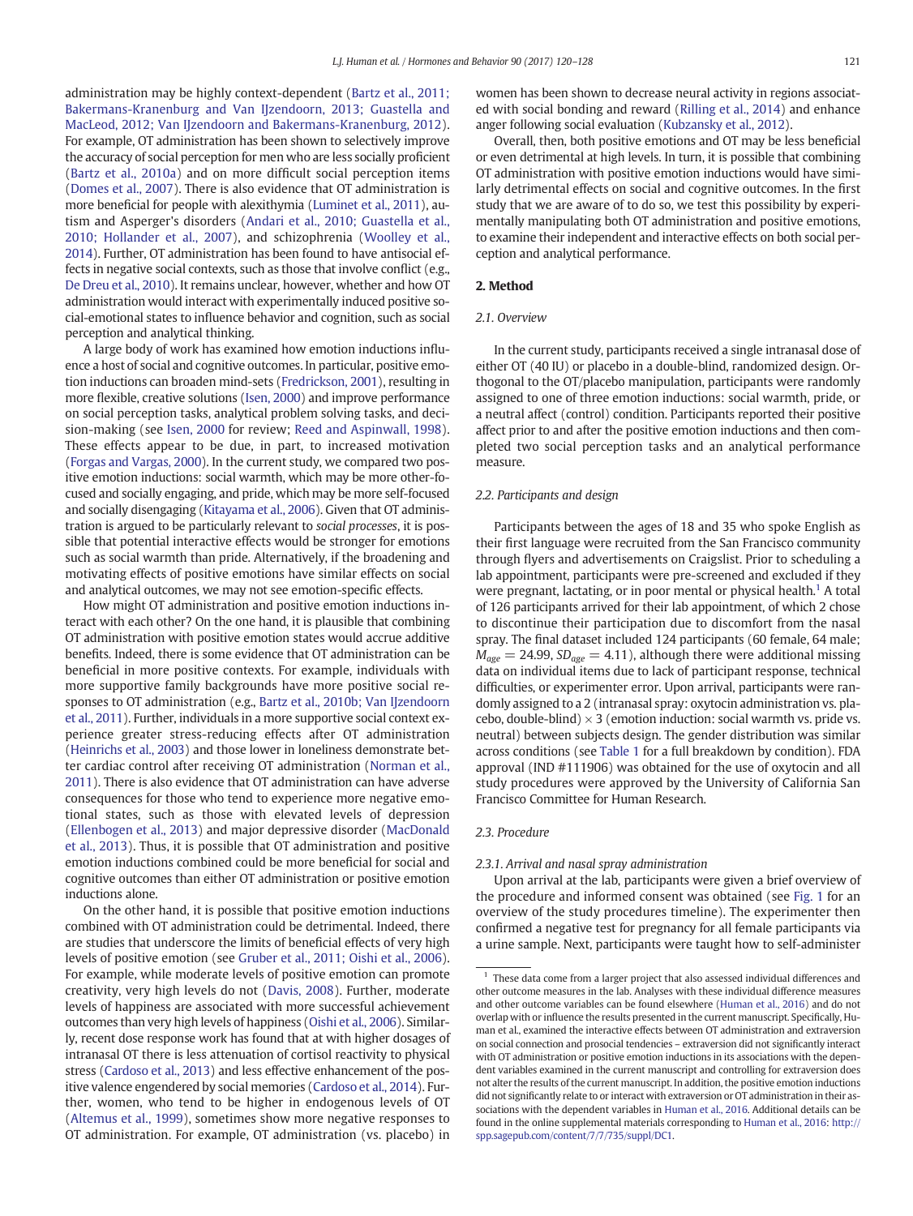administration may be highly context-dependent (Bartz et al., 2011; Bakermans-Kranenburg and Van IJzendoorn, 2013; Guastella and MacLeod, 2012; Van IJzendoorn and Bakermans-Kranenburg, 2012). For example, OT administration has been shown to selectively improve the accuracy of social perception for men who are less socially proficient (Bartz et al., 2010a) and on more difficult social perception items (Domes et al., 2007). There is also evidence that OT administration is more beneficial for people with alexithymia (Luminet et al., 2011), autism and Asperger's disorders (Andari et al., 2010; Guastella et al., 2010; Hollander et al., 2007), and schizophrenia (Woolley et al., 2014). Further, OT administration has been found to have antisocial effects in negative social contexts, such as those that involve conflict (e.g., De Dreu et al., 2010). It remains unclear, however, whether and how OT administration would interact with experimentally induced positive social-emotional states to influence behavior and cognition, such as social perception and analytical thinking.

A large body of work has examined how emotion inductions influence a host of social and cognitive outcomes. In particular, positive emotion inductions can broaden mind-sets (Fredrickson, 2001), resulting in more flexible, creative solutions (Isen, 2000) and improve performance on social perception tasks, analytical problem solving tasks, and decision-making (see Isen, 2000 for review; Reed and Aspinwall, 1998). These effects appear to be due, in part, to increased motivation (Forgas and Vargas, 2000). In the current study, we compared two positive emotion inductions: social warmth, which may be more other-focused and socially engaging, and pride, which may be more self-focused and socially disengaging (Kitayama et al., 2006). Given that OT administration is argued to be particularly relevant to *social processes*, it is possible that potential interactive effects would be stronger for emotions such as social warmth than pride. Alternatively, if the broadening and motivating effects of positive emotions have similar effects on social and analytical outcomes, we may not see emotion-specific effects.

How might OT administration and positive emotion inductions interact with each other? On the one hand, it is plausible that combining OT administration with positive emotion states would accrue additive benefits. Indeed, there is some evidence that OT administration can be beneficial in more positive contexts. For example, individuals with more supportive family backgrounds have more positive social responses to OT administration (e.g., Bartz et al., 2010b; Van IJzendoorn et al., 2011). Further, individuals in a more supportive social context experience greater stress-reducing effects after OT administration (Heinrichs et al., 2003) and those lower in loneliness demonstrate better cardiac control after receiving OT administration (Norman et al., 2011). There is also evidence that OT administration can have adverse consequences for those who tend to experience more negative emotional states, such as those with elevated levels of depression (Ellenbogen et al., 2013) and major depressive disorder (MacDonald et al., 2013). Thus, it is possible that OT administration and positive emotion inductions combined could be more beneficial for social and cognitive outcomes than either OT administration or positive emotion inductions alone.

On the other hand, it is possible that positive emotion inductions combined with OT administration could be detrimental. Indeed, there are studies that underscore the limits of beneficial effects of very high levels of positive emotion (see Gruber et al., 2011; Oishi et al., 2006). For example, while moderate levels of positive emotion can promote creativity, very high levels do not (Davis, 2008). Further, moderate levels of happiness are associated with more successful achievement outcomes than very high levels of happiness (Oishi et al., 2006). Similarly, recent dose response work has found that at with higher dosages of intranasal OT there is less attenuation of cortisol reactivity to physical stress (Cardoso et al., 2013) and less effective enhancement of the positive valence engendered by social memories (Cardoso et al., 2014). Further, women, who tend to be higher in endogenous levels of OT (Altemus et al., 1999), sometimes show more negative responses to OT administration. For example, OT administration (vs. placebo) in women has been shown to decrease neural activity in regions associated with social bonding and reward (Rilling et al., 2014) and enhance anger following social evaluation (Kubzansky et al., 2012).

Overall, then, both positive emotions and OT may be less beneficial or even detrimental at high levels. In turn, it is possible that combining OT administration with positive emotion inductions would have similarly detrimental effects on social and cognitive outcomes. In the first study that we are aware of to do so, we test this possibility by experimentally manipulating both OT administration and positive emotions, to examine their independent and interactive effects on both social perception and analytical performance.

## 2. Method

### 2.1. Overview

In the current study, participants received a single intranasal dose of either OT (40 IU) or placebo in a double-blind, randomized design. Orthogonal to the OT/placebo manipulation, participants were randomly assigned to one of three emotion inductions: social warmth, pride, or a neutral affect (control) condition. Participants reported their positive affect prior to and after the positive emotion inductions and then completed two social perception tasks and an analytical performance measure.

### 2.2. Participants and design

Participants between the ages of 18 and 35 who spoke English as their first language were recruited from the San Francisco community through flyers and advertisements on Craigslist. Prior to scheduling a lab appointment, participants were pre-screened and excluded if they were pregnant, lactating, or in poor mental or physical health.[1] A total of 126 participants arrived for their lab appointment, of which 2 chose to discontinue their participation due to discomfort from the nasal spray. The final dataset included 124 participants (60 female, 64 male; $M_{age} = 24.99$, $SD_{age} = 4.11$), although there were additional missing data on individual items due to lack of participant response, technical difficulties, or experimenter error. Upon arrival, participants were randomly assigned to a 2 (intranasal spray: oxytocin administration vs. placebo, double-blind) × 3 (emotion induction: social warmth vs. pride vs. neutral) between subjects design. The gender distribution was similar across conditions (see Table 1 for a full breakdown by condition). FDA approval (IND #111906) was obtained for the use of oxytocin and all study procedures were approved by the University of California San Francisco Committee for Human Research.

### 2.3. Procedure

#### 2.3.1. Arrival and nasal spray administration

Upon arrival at the lab, participants were given a brief overview of the procedure and informed consent was obtained (see Fig. 1 for an overview of the study procedures timeline). The experimenter then confirmed a negative test for pregnancy for all female participants via a urine sample. Next, participants were taught how to self-administer

---

[1] These data come from a larger project that also assessed individual differences and other outcome measures in the lab. Analyses with these individual difference measures and other outcome variables can be found elsewhere (Human et al., 2016) and do not overlap with or influence the results presented in the current manuscript. Specifically, Human et al., examined the interactive effects between OT administration and extraversion on social connection and prosocial tendencies – extraversion did not significantly interact with OT administration or positive emotion inductions in its associations with the dependent variables examined in the current manuscript and controlling for extraversion does not alter the results of the current manuscript. In addition, the positive emotion inductions did not significantly relate to or interact with extraversion or OT administration in their associations with the dependent variables in Human et al., 2016. Additional details can be found in the online supplemental materials corresponding to Human et al., 2016: http://spp.sagepub.com/content/7/7/735/suppl/DC1.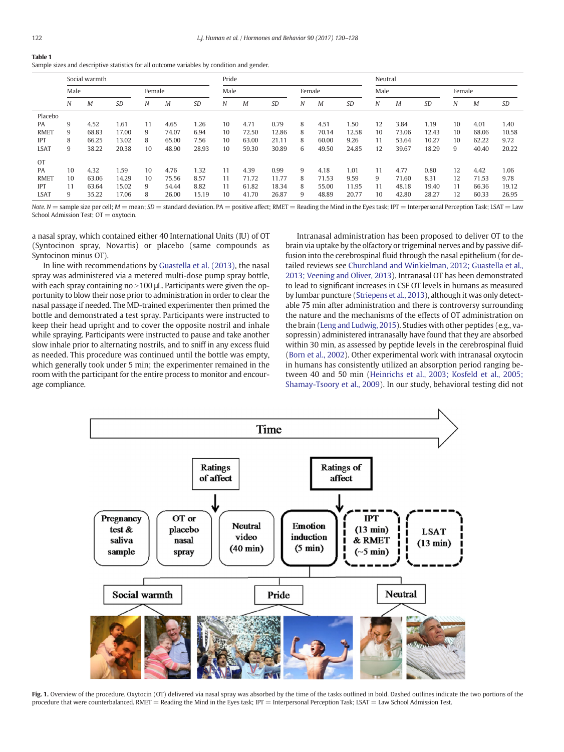**Table 1**
Sample sizes and descriptive statistics for all outcome variables by condition and gender.

| | Social warmth | | | | | | Pride | | | | | | Neutral | | | | | |
|---|---|---|---|---|---|---|---|---|---|---|---|---|---|---|---|---|---|---|
| | Male | | | Female | | | Male | | | Female | | | Male | | | Female | | |
| | *N* | *M* | *SD* | *N* | *M* | *SD* | *N* | *M* | *SD* | *N* | *M* | *SD* | *N* | *M* | *SD* | *N* | *M* | *SD* |
| Placebo | | | | | | | | | | | | | | | | | | |
| PA | 9 | 4.52 | 1.61 | 11 | 4.65 | 1.26 | 10 | 4.71 | 0.79 | 8 | 4.51 | 1.50 | 12 | 3.84 | 1.19 | 10 | 4.01 | 1.40 |
| RMET | 9 | 68.83 | 17.00 | 9 | 74.07 | 6.94 | 10 | 72.50 | 12.86 | 8 | 70.14 | 12.58 | 10 | 73.06 | 12.43 | 10 | 68.06 | 10.58 |
| IPT | 8 | 66.25 | 13.02 | 8 | 65.00 | 7.56 | 10 | 63.00 | 21.11 | 8 | 60.00 | 9.26 | 11 | 53.64 | 10.27 | 10 | 62.22 | 9.72 |
| LSAT | 9 | 38.22 | 20.38 | 10 | 48.90 | 28.93 | 10 | 59.30 | 30.89 | 6 | 49.50 | 24.85 | 12 | 39.67 | 18.29 | 9 | 40.40 | 20.22 |
| OT | | | | | | | | | | | | | | | | | | |
| PA | 10 | 4.32 | 1.59 | 10 | 4.76 | 1.32 | 11 | 4.39 | 0.99 | 9 | 4.18 | 1.01 | 11 | 4.77 | 0.80 | 12 | 4.42 | 1.06 |
| RMET | 10 | 63.06 | 14.29 | 10 | 75.56 | 8.57 | 11 | 71.72 | 11.77 | 8 | 71.53 | 9.59 | 9 | 71.60 | 8.31 | 12 | 71.53 | 9.78 |
| IPT | 11 | 63.64 | 15.02 | 9 | 54.44 | 8.82 | 11 | 61.82 | 18.34 | 8 | 55.00 | 11.95 | 11 | 48.18 | 19.40 | 11 | 66.36 | 19.12 |
| LSAT | 9 | 35.22 | 17.06 | 8 | 26.00 | 15.19 | 10 | 41.70 | 26.87 | 9 | 48.89 | 20.77 | 10 | 42.80 | 28.27 | 12 | 60.33 | 26.95 |

*Note. N* = sample size per cell; *M* = mean; *SD* = standard deviation. PA = positive affect; RMET = Reading the Mind in the Eyes task; IPT = Interpersonal Perception Task; LSAT = Law School Admission Test; OT = oxytocin.

a nasal spray, which contained either 40 International Units (IU) of OT (Syntocinon spray, Novartis) or placebo (same compounds as Syntocinon minus OT).

In line with recommendations by Guastella et al. (2013), the nasal spray was administered via a metered multi-dose pump spray bottle, with each spray containing no >100 μL. Participants were given the opportunity to blow their nose prior to administration in order to clear the nasal passage if needed. The MD-trained experimenter then primed the bottle and demonstrated a test spray. Participants were instructed to keep their head upright and to cover the opposite nostril and inhale while spraying. Participants were instructed to pause and take another slow inhale prior to alternating nostrils, and to sniff in any excess fluid as needed. This procedure was continued until the bottle was empty, which generally took under 5 min; the experimenter remained in the room with the participant for the entire process to monitor and encourage compliance.

Intranasal administration has been proposed to deliver OT to the brain via uptake by the olfactory or trigeminal nerves and by passive diffusion into the cerebrospinal fluid through the nasal epithelium (for detailed reviews see Churchland and Winkielman, 2012; Guastella et al., 2013; Veening and Oliver, 2013). Intranasal OT has been demonstrated to lead to significant increases in CSF OT levels in humans as measured by lumbar puncture (Striepens et al., 2013), although it was only detectable 75 min after administration and there is controversy surrounding the nature and the mechanisms of the effects of OT administration on the brain (Leng and Ludwig, 2015). Studies with other peptides (e.g., vasopressin) administered intranasally have found that they are absorbed within 30 min, as assessed by peptide levels in the cerebrospinal fluid (Born et al., 2002). Other experimental work with intranasal oxytocin in humans has consistently utilized an absorption period ranging between 40 and 50 min (Heinrichs et al., 2003; Kosfeld et al., 2005; Shamay-Tsoory et al., 2009). In our study, behavioral testing did not

**Fig. 1.** Overview of the procedure. Oxytocin (OT) delivered via nasal spray was absorbed by the time of the tasks outlined in bold. Dashed outlines indicate the two portions of the procedure that were counterbalanced. RMET = Reading the Mind in the Eyes task; IPT = Interpersonal Perception Task; LSAT = Law School Admission Test.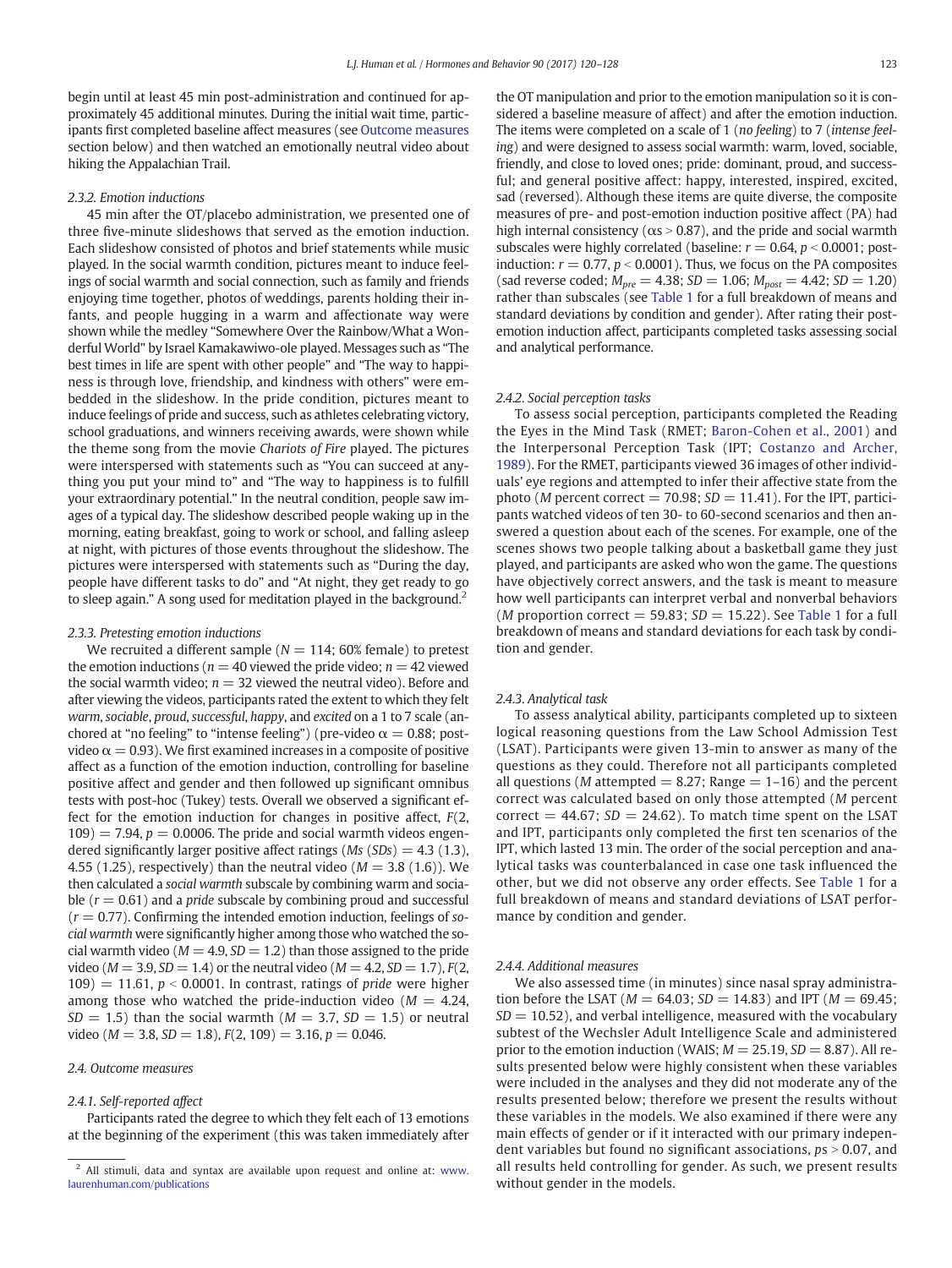begin until at least 45 min post-administration and continued for approximately 45 additional minutes. During the initial wait time, participants first completed baseline affect measures (see Outcome measures section below) and then watched an emotionally neutral video about hiking the Appalachian Trail.

#### 2.3.2. Emotion inductions

45 min after the OT/placebo administration, we presented one of three five-minute slideshows that served as the emotion induction. Each slideshow consisted of photos and brief statements while music played. In the social warmth condition, pictures meant to induce feelings of social warmth and social connection, such as family and friends enjoying time together, photos of weddings, parents holding their infants, and people hugging in a warm and affectionate way were shown while the medley "Somewhere Over the Rainbow/What a Wonderful World" by Israel Kamakawiwo-ole played. Messages such as "The best times in life are spent with other people" and "The way to happiness is through love, friendship, and kindness with others" were embedded in the slideshow. In the pride condition, pictures meant to induce feelings of pride and success, such as athletes celebrating victory, school graduations, and winners receiving awards, were shown while the theme song from the movie *Chariots of Fire* played. The pictures were interspersed with statements such as "You can succeed at anything you put your mind to" and "The way to happiness is to fulfill your extraordinary potential." In the neutral condition, people saw images of a typical day. The slideshow described people waking up in the morning, eating breakfast, going to work or school, and falling asleep at night, with pictures of those events throughout the slideshow. The pictures were interspersed with statements such as "During the day, people have different tasks to do" and "At night, they get ready to go to sleep again." A song used for meditation played in the background.[2]

#### 2.3.3. Pretesting emotion inductions

We recruited a different sample ($N = 114$; 60% female) to pretest the emotion inductions ($n = 40$ viewed the pride video; $n = 42$ viewed the social warmth video; $n = 32$ viewed the neutral video). Before and after viewing the videos, participants rated the extent to which they felt *warm*, *sociable*, *proud*, *successful*, *happy*, and *excited* on a 1 to 7 scale (anchored at "no feeling" to "intense feeling") (pre-video $\alpha = 0.88$; post-video $\alpha = 0.93$). We first examined increases in a composite of positive affect as a function of the emotion induction, controlling for baseline positive affect and gender and then followed up significant omnibus tests with post-hoc (Tukey) tests. Overall we observed a significant effect for the emotion induction for changes in positive affect, $F(2, 109) = 7.94$, $p = 0.0006$. The pride and social warmth videos engendered significantly larger positive affect ratings ($Ms$ ($SDs$) = 4.3 (1.3), 4.55 (1.25), respectively) than the neutral video ($M = 3.8$ (1.6)). We then calculated a *social warmth* subscale by combining warm and sociable ($r = 0.61$) and a *pride* subscale by combining proud and successful ($r = 0.77$). Confirming the intended emotion induction, feelings of *social warmth* were significantly higher among those who watched the social warmth video ($M = 4.9$, $SD = 1.2$) than those assigned to the pride video ($M = 3.9$, $SD = 1.4$) or the neutral video ($M = 4.2$, $SD = 1.7$), $F(2, 109) = 11.61$, $p < 0.0001$. In contrast, ratings of *pride* were higher among those who watched the pride-induction video ($M = 4.24$, $SD = 1.5$) than the social warmth ($M = 3.7$, $SD = 1.5$) or neutral video ($M = 3.8$, $SD = 1.8$), $F(2, 109) = 3.16$, $p = 0.046$.

### 2.4. Outcome measures

#### 2.4.1. Self-reported affect

Participants rated the degree to which they felt each of 13 emotions at the beginning of the experiment (this was taken immediately after the OT manipulation and prior to the emotion manipulation so it is considered a baseline measure of affect) and after the emotion induction. The items were completed on a scale of 1 (*no feeling*) to 7 (*intense feeling*) and were designed to assess social warmth: warm, loved, sociable, friendly, and close to loved ones; pride: dominant, proud, and successful; and general positive affect: happy, interested, inspired, excited, sad (reversed). Although these items are quite diverse, the composite measures of pre- and post-emotion induction positive affect (PA) had high internal consistency ($\alpha s > 0.87$), and the pride and social warmth subscales were highly correlated (baseline: $r = 0.64$, $p < 0.0001$; post-induction: $r = 0.77$, $p < 0.0001$). Thus, we focus on the PA composites (sad reverse coded; $M_{pre} = 4.38$; $SD = 1.06$; $M_{post} = 4.42$; $SD = 1.20$) rather than subscales (see Table 1 for a full breakdown of means and standard deviations by condition and gender). After rating their post-emotion induction affect, participants completed tasks assessing social and analytical performance.

#### 2.4.2. Social perception tasks

To assess social perception, participants completed the Reading the Eyes in the Mind Task (RMET; Baron-Cohen et al., 2001) and the Interpersonal Perception Task (IPT; Costanzo and Archer, 1989). For the RMET, participants viewed 36 images of other individuals' eye regions and attempted to infer their affective state from the photo ($M$ percent correct = 70.98; $SD = 11.41$). For the IPT, participants watched videos of ten 30- to 60-second scenarios and then answered a question about each of the scenes. For example, one of the scenes shows two people talking about a basketball game they just played, and participants are asked who won the game. The questions have objectively correct answers, and the task is meant to measure how well participants can interpret verbal and nonverbal behaviors ($M$ proportion correct = 59.83; $SD = 15.22$). See Table 1 for a full breakdown of means and standard deviations for each task by condition and gender.

#### 2.4.3. Analytical task

To assess analytical ability, participants completed up to sixteen logical reasoning questions from the Law School Admission Test (LSAT). Participants were given 13-min to answer as many of the questions as they could. Therefore not all participants completed all questions ($M$ attempted = 8.27; Range = 1–16) and the percent correct was calculated based on only those attempted ($M$ percent correct = 44.67; $SD = 24.62$). To match time spent on the LSAT and IPT, participants only completed the first ten scenarios of the IPT, which lasted 13 min. The order of the social perception and analytical tasks was counterbalanced in case one task influenced the other, but we did not observe any order effects. See Table 1 for a full breakdown of means and standard deviations of LSAT performance by condition and gender.

#### 2.4.4. Additional measures

We also assessed time (in minutes) since nasal spray administration before the LSAT ($M = 64.03$; $SD = 14.83$) and IPT ($M = 69.45$; $SD = 10.52$), and verbal intelligence, measured with the vocabulary subtest of the Wechsler Adult Intelligence Scale and administered prior to the emotion induction (WAIS; $M = 25.19$, $SD = 8.87$). All results presented below were highly consistent when these variables were included in the analyses and they did not moderate any of the results presented below; therefore we present the results without these variables in the models. We also examined if there were any main effects of gender or if it interacted with our primary independent variables but found no significant associations, $ps > 0.07$, and all results held controlling for gender. As such, we present results without gender in the models.

---

[2] All stimuli, data and syntax are available upon request and online at: www.laurenhuman.com/publications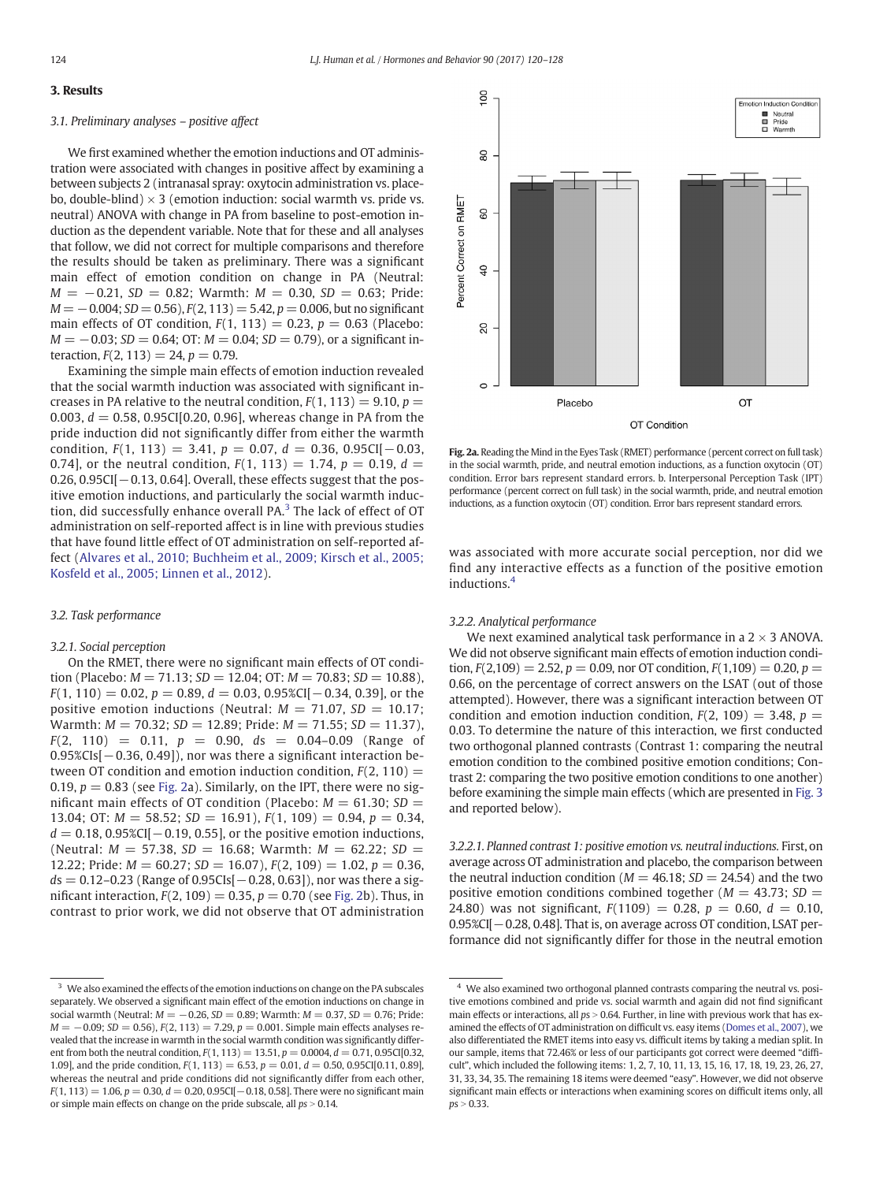## 3. Results

### 3.1. Preliminary analyses – positive affect

We first examined whether the emotion inductions and OT administration were associated with changes in positive affect by examining a between subjects 2 (intranasal spray: oxytocin administration vs. placebo, double-blind) × 3 (emotion induction: social warmth vs. pride vs. neutral) ANOVA with change in PA from baseline to post-emotion induction as the dependent variable. Note that for these and all analyses that follow, we did not correct for multiple comparisons and therefore the results should be taken as preliminary. There was a significant main effect of emotion condition on change in PA (Neutral: $M = -0.21$, $SD = 0.82$; Warmth: $M = 0.30$, $SD = 0.63$; Pride: $M = -0.004$; $SD = 0.56$), $F(2, 113) = 5.42$, $p = 0.006$, but no significant main effects of OT condition, $F(1, 113) = 0.23$, $p = 0.63$ (Placebo: $M = -0.03$; $SD = 0.64$; OT: $M = 0.04$; $SD = 0.79$), or a significant interaction, $F(2, 113) = 24$, $p = 0.79$.

Examining the simple main effects of emotion induction revealed that the social warmth induction was associated with significant increases in PA relative to the neutral condition, $F(1, 113) = 9.10$, $p = 0.003$, $d = 0.58$, 0.95CI[0.20, 0.96], whereas change in PA from the pride induction did not significantly differ from either the warmth condition, $F(1, 113) = 3.41$, $p = 0.07$, $d = 0.36$, 0.95CI[−0.03, 0.74], or the neutral condition, $F(1, 113) = 1.74$, $p = 0.19$, $d = 0.26$, 0.95CI[−0.13, 0.64]. Overall, these effects suggest that the positive emotion inductions, and particularly the social warmth induction, did successfully enhance overall PA.[3] The lack of effect of OT administration on self-reported affect is in line with previous studies that have found little effect of OT administration on self-reported affect (Alvares et al., 2010; Buchheim et al., 2009; Kirsch et al., 2005; Kosfeld et al., 2005; Linnen et al., 2012).

### 3.2. Task performance

#### 3.2.1. Social perception

On the RMET, there were no significant main effects of OT condition (Placebo: $M = 71.13$; $SD = 12.04$; OT: $M = 70.83$; $SD = 10.88$), $F(1, 110) = 0.02$, $p = 0.89$, $d = 0.03$, 0.95%CI[−0.34, 0.39], or the positive emotion inductions (Neutral: $M = 71.07$, $SD = 10.17$; Warmth: $M = 70.32$; $SD = 12.89$; Pride: $M = 71.55$; $SD = 11.37$), $F(2, 110) = 0.11$, $p = 0.90$, $ds = 0.04–0.09$ (Range of 0.95%CIs[−0.36, 0.49]), nor was there a significant interaction between OT condition and emotion induction condition, $F(2, 110) = 0.19$, $p = 0.83$ (see Fig. 2a). Similarly, on the IPT, there were no significant main effects of OT condition (Placebo: $M = 61.30$; $SD = 13.04$; OT: $M = 58.52$; $SD = 16.91$), $F(1, 109) = 0.94$, $p = 0.34$, $d = 0.18$, 0.95%CI[−0.19, 0.55], or the positive emotion inductions, (Neutral: $M = 57.38$, $SD = 16.68$; Warmth: $M = 62.22$; $SD = 12.22$; Pride: $M = 60.27$; $SD = 16.07$), $F(2, 109) = 1.02$, $p = 0.36$, $ds = 0.12–0.23$ (Range of 0.95CIs[−0.28, 0.63]), nor was there a significant interaction, $F(2, 109) = 0.35$, $p = 0.70$ (see Fig. 2b). Thus, in contrast to prior work, we did not observe that OT administration was associated with more accurate social perception, nor did we find any interactive effects as a function of the positive emotion inductions.[4]

Fig. 2a. Reading the Mind in the Eyes Task (RMET) performance (percent correct on full task) in the social warmth, pride, and neutral emotion inductions, as a function oxytocin (OT) condition. Error bars represent standard errors. b. Interpersonal Perception Task (IPT) performance (percent correct on full task) in the social warmth, pride, and neutral emotion inductions, as a function oxytocin (OT) condition. Error bars represent standard errors.

#### 3.2.2. Analytical performance

We next examined analytical task performance in a 2 × 3 ANOVA. We did not observe significant main effects of emotion induction condition, $F(2,109) = 2.52$, $p = 0.09$, nor OT condition, $F(1,109) = 0.20$, $p = 0.66$, on the percentage of correct answers on the LSAT (out of those attempted). However, there was a significant interaction between OT condition and emotion induction condition, $F(2, 109) = 3.48$, $p = 0.03$. To determine the nature of this interaction, we first conducted two orthogonal planned contrasts (Contrast 1: comparing the neutral emotion condition to the combined positive emotion conditions; Contrast 2: comparing the two positive emotion conditions to one another) before examining the simple main effects (which are presented in Fig. 3 and reported below).

##### 3.2.2.1. Planned contrast 1: positive emotion vs. neutral inductions.

First, on average across OT administration and placebo, the comparison between the neutral induction condition ($M = 46.18$; $SD = 24.54$) and the two positive emotion conditions combined together ($M = 43.73$; $SD = 24.80$) was not significant, $F(1109) = 0.28$, $p = 0.60$, $d = 0.10$, 0.95%CI[−0.28, 0.48]. That is, on average across OT condition, LSAT performance did not significantly differ for those in the neutral emotion

---

[3] We also examined the effects of the emotion inductions on change in PA subscales separately. We observed a significant main effect of the emotion inductions on change in social warmth (Neutral: $M = -0.26$, $SD = 0.89$; Warmth: $M = 0.37$, $SD = 0.76$; Pride: $M = -0.09$; $SD = 0.56$), $F(2, 113) = 7.29$, $p = 0.001$. Simple main effects analyses revealed that the increase in warmth in the social warmth condition was significantly different from both the neutral condition, $F(1, 113) = 13.51$, $p = 0.0004$, $d = 0.71$, 0.95CI[0.32, 1.09], and the pride condition, $F(1, 113) = 6.53$, $p = 0.01$, $d = 0.50$, 0.95CI[0.11, 0.89], whereas the neutral and pride conditions did not significantly differ from each other, $F(1, 113) = 1.06$, $p = 0.30$, $d = 0.20$, 0.95CI[−0.18, 0.58]. There were no significant main or simple main effects on change on the pride subscale, all $ps > 0.14$.

[4] We also examined two orthogonal planned contrasts comparing the neutral vs. positive emotions combined and pride vs. social warmth and again did not find significant main effects or interactions, all $ps > 0.64$. Further, in line with previous work that has examined the effects of OT administration on difficult vs. easy items (Domes et al., 2007), we also differentiated the RMET items into easy vs. difficult items by taking a median split. In our sample, items that 72.46% or less of our participants got correct were deemed "difficult", which included the following items: 1, 2, 7, 10, 11, 13, 15, 16, 17, 18, 19, 23, 26, 27, 31, 33, 34, 35. The remaining 18 items were deemed "easy". However, we did not observe significant main effects or interactions when examining scores on difficult items only, all $ps > 0.33$.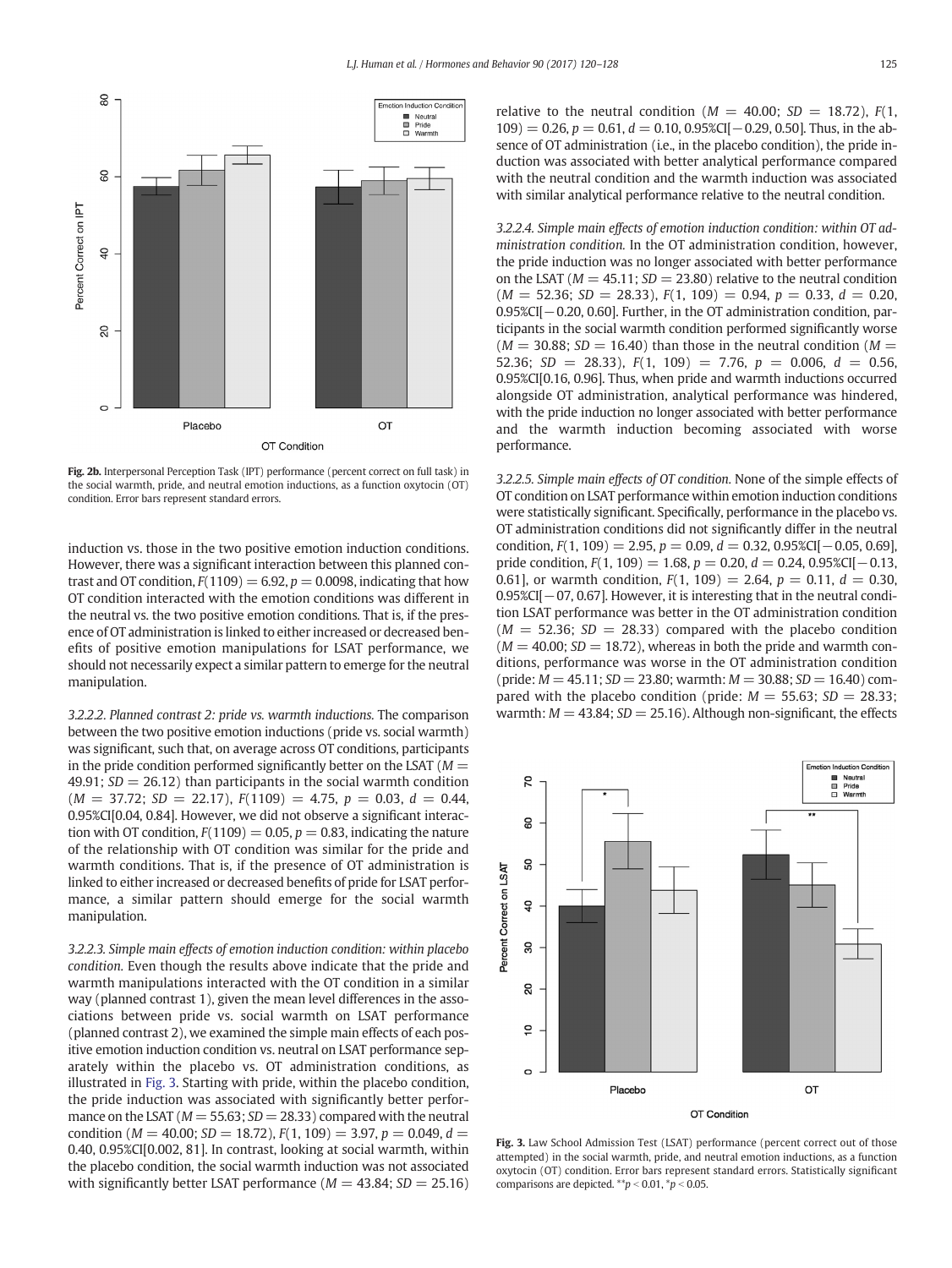Fig. 2b. Interpersonal Perception Task (IPT) performance (percent correct on full task) in the social warmth, pride, and neutral emotion inductions, as a function oxytocin (OT) condition. Error bars represent standard errors.

induction vs. those in the two positive emotion induction conditions. However, there was a significant interaction between this planned contrast and OT condition, $F(1109) = 6.92$, $p = 0.0098$, indicating that how OT condition interacted with the emotion conditions was different in the neutral vs. the two positive emotion conditions. That is, if the presence of OT administration is linked to either increased or decreased benefits of positive emotion manipulations for LSAT performance, we should not necessarily expect a similar pattern to emerge for the neutral manipulation.

*3.2.2.2. Planned contrast 2: pride vs. warmth inductions.* The comparison between the two positive emotion inductions (pride vs. social warmth) was significant, such that, on average across OT conditions, participants in the pride condition performed significantly better on the LSAT ($M = 49.91$; $SD = 26.12$) than participants in the social warmth condition ($M = 37.72$; $SD = 22.17$), $F(1109) = 4.75$, $p = 0.03$, $d = 0.44$, 0.95%CI[0.04, 0.84]. However, we did not observe a significant interaction with OT condition, $F(1109) = 0.05$, $p = 0.83$, indicating that the nature of the relationship with OT condition was similar for the pride and warmth conditions. That is, if the presence of OT administration is linked to either increased or decreased benefits of pride for LSAT performance, a similar pattern should emerge for the social warmth manipulation.

*3.2.2.3. Simple main effects of emotion induction condition: within placebo condition.* Even though the results above indicate that the pride and warmth manipulations interacted with the OT condition in a similar way (planned contrast 1), given the mean level differences in the associations between pride vs. social warmth on LSAT performance (planned contrast 2), we examined the simple main effects of each positive emotion induction condition vs. neutral on LSAT performance separately within the placebo vs. OT administration conditions, as illustrated in Fig. 3. Starting with pride, within the placebo condition, the pride induction was associated with significantly better performance on the LSAT ($M = 55.63$; $SD = 28.33$) compared with the neutral condition ($M = 40.00$; $SD = 18.72$), $F(1, 109) = 3.97$, $p = 0.049$, $d = 0.40$, 0.95%CI[0.002, 81]. In contrast, looking at social warmth, within the placebo condition, the social warmth induction was not associated with significantly better LSAT performance ($M = 43.84$; $SD = 25.16$) relative to the neutral condition ($M = 40.00$; $SD = 18.72$), $F(1, 109) = 0.26$, $p = 0.61$, $d = 0.10$, 0.95%CI[−0.29, 0.50]. Thus, in the absence of OT administration (i.e., in the placebo condition), the pride induction was associated with better analytical performance compared with the neutral condition and the warmth induction was associated with similar analytical performance relative to the neutral condition.

*3.2.2.4. Simple main effects of emotion induction condition: within OT administration condition.* In the OT administration condition, however, the pride induction was no longer associated with better performance on the LSAT ($M = 45.11$; $SD = 23.80$) relative to the neutral condition ($M = 52.36$; $SD = 28.33$), $F(1, 109) = 0.94$, $p = 0.33$, $d = 0.20$, 0.95%CI[−0.20, 0.60]. Further, in the OT administration condition, participants in the social warmth condition performed significantly worse ($M = 30.88$; $SD = 16.40$) than those in the neutral condition ($M = 52.36$; $SD = 28.33$), $F(1, 109) = 7.76$, $p = 0.006$, $d = 0.56$, 0.95%CI[0.16, 0.96]. Thus, when pride and warmth inductions occurred alongside OT administration, analytical performance was hindered, with the pride induction no longer associated with better performance and the warmth induction becoming associated with worse performance.

*3.2.2.5. Simple main effects of OT condition.* None of the simple effects of OT condition on LSAT performance within emotion induction conditions were statistically significant. Specifically, performance in the placebo vs. OT administration conditions did not significantly differ in the neutral condition, $F(1, 109) = 2.95$, $p = 0.09$, $d = 0.32$, 0.95%CI[−0.05, 0.69], pride condition, $F(1, 109) = 1.68$, $p = 0.20$, $d = 0.24$, 0.95%CI[−0.13, 0.61], or warmth condition, $F(1, 109) = 2.64$, $p = 0.11$, $d = 0.30$, 0.95%CI[−07, 0.67]. However, it is interesting that in the neutral condition LSAT performance was better in the OT administration condition ($M = 52.36$; $SD = 28.33$) compared with the placebo condition ($M = 40.00$; $SD = 18.72$), whereas in both the pride and warmth conditions, performance was worse in the OT administration condition (pride: $M = 45.11$; $SD = 23.80$; warmth: $M = 30.88$; $SD = 16.40$) compared with the placebo condition (pride: $M = 55.63$; $SD = 28.33$; warmth: $M = 43.84$; $SD = 25.16$). Although non-significant, the effects

Fig. 3. Law School Admission Test (LSAT) performance (percent correct out of those attempted) in the social warmth, pride, and neutral emotion inductions, as a function oxytocin (OT) condition. Error bars represent standard errors. Statistically significant comparisons are depicted. **$p < 0.01$, *$p < 0.05$.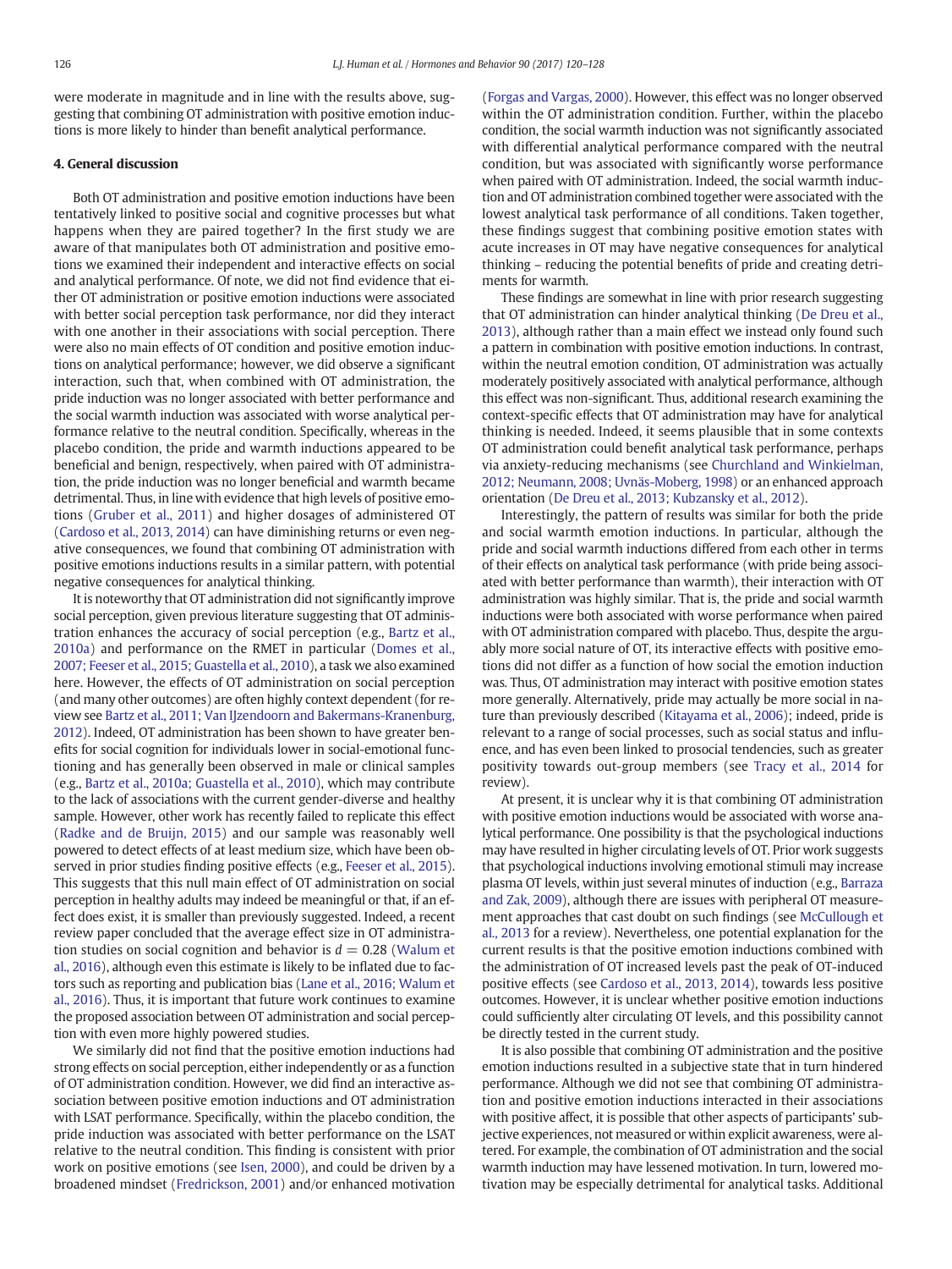were moderate in magnitude and in line with the results above, suggesting that combining OT administration with positive emotion inductions is more likely to hinder than benefit analytical performance.

## 4. General discussion

Both OT administration and positive emotion inductions have been tentatively linked to positive social and cognitive processes but what happens when they are paired together? In the first study we are aware of that manipulates both OT administration and positive emotions we examined their independent and interactive effects on social and analytical performance. Of note, we did not find evidence that either OT administration or positive emotion inductions were associated with better social perception task performance, nor did they interact with one another in their associations with social perception. There were also no main effects of OT condition and positive emotion inductions on analytical performance; however, we did observe a significant interaction, such that, when combined with OT administration, the pride induction was no longer associated with better performance and the social warmth induction was associated with worse analytical performance relative to the neutral condition. Specifically, whereas in the placebo condition, the pride and warmth inductions appeared to be beneficial and benign, respectively, when paired with OT administration, the pride induction was no longer beneficial and warmth became detrimental. Thus, in line with evidence that high levels of positive emotions (Gruber et al., 2011) and higher dosages of administered OT (Cardoso et al., 2013, 2014) can have diminishing returns or even negative consequences, we found that combining OT administration with positive emotions inductions results in a similar pattern, with potential negative consequences for analytical thinking.

It is noteworthy that OT administration did not significantly improve social perception, given previous literature suggesting that OT administration enhances the accuracy of social perception (e.g., Bartz et al., 2010a) and performance on the RMET in particular (Domes et al., 2007; Feeser et al., 2015; Guastella et al., 2010), a task we also examined here. However, the effects of OT administration on social perception (and many other outcomes) are often highly context dependent (for review see Bartz et al., 2011; Van IJzendoorn and Bakermans-Kranenburg, 2012). Indeed, OT administration has been shown to have greater benefits for social cognition for individuals lower in social-emotional functioning and has generally been observed in male or clinical samples (e.g., Bartz et al., 2010a; Guastella et al., 2010), which may contribute to the lack of associations with the current gender-diverse and healthy sample. However, other work has recently failed to replicate this effect (Radke and de Bruijn, 2015) and our sample was reasonably well powered to detect effects of at least medium size, which have been observed in prior studies finding positive effects (e.g., Feeser et al., 2015). This suggests that this null main effect of OT administration on social perception in healthy adults may indeed be meaningful or that, if an effect does exist, it is smaller than previously suggested. Indeed, a recent review paper concluded that the average effect size in OT administration studies on social cognition and behavior is $d = 0.28$ (Walum et al., 2016), although even this estimate is likely to be inflated due to factors such as reporting and publication bias (Lane et al., 2016; Walum et al., 2016). Thus, it is important that future work continues to examine the proposed association between OT administration and social perception with even more highly powered studies.

We similarly did not find that the positive emotion inductions had strong effects on social perception, either independently or as a function of OT administration condition. However, we did find an interactive association between positive emotion inductions and OT administration with LSAT performance. Specifically, within the placebo condition, the pride induction was associated with better performance on the LSAT relative to the neutral condition. This finding is consistent with prior work on positive emotions (see Isen, 2000), and could be driven by a broadened mindset (Fredrickson, 2001) and/or enhanced motivation (Forgas and Vargas, 2000). However, this effect was no longer observed within the OT administration condition. Further, within the placebo condition, the social warmth induction was not significantly associated with differential analytical performance compared with the neutral condition, but was associated with significantly worse performance when paired with OT administration. Indeed, the social warmth induction and OT administration combined together were associated with the lowest analytical task performance of all conditions. Taken together, these findings suggest that combining positive emotion states with acute increases in OT may have negative consequences for analytical thinking – reducing the potential benefits of pride and creating detriments for warmth.

These findings are somewhat in line with prior research suggesting that OT administration can hinder analytical thinking (De Dreu et al., 2013), although rather than a main effect we instead only found such a pattern in combination with positive emotion inductions. In contrast, within the neutral emotion condition, OT administration was actually moderately positively associated with analytical performance, although this effect was non-significant. Thus, additional research examining the context-specific effects that OT administration may have for analytical thinking is needed. Indeed, it seems plausible that in some contexts OT administration could benefit analytical task performance, perhaps via anxiety-reducing mechanisms (see Churchland and Winkielman, 2012; Neumann, 2008; Uvnäs-Moberg, 1998) or an enhanced approach orientation (De Dreu et al., 2013; Kubzansky et al., 2012).

Interestingly, the pattern of results was similar for both the pride and social warmth emotion inductions. In particular, although the pride and social warmth inductions differed from each other in terms of their effects on analytical task performance (with pride being associated with better performance than warmth), their interaction with OT administration was highly similar. That is, the pride and social warmth inductions were both associated with worse performance when paired with OT administration compared with placebo. Thus, despite the arguably more social nature of OT, its interactive effects with positive emotions did not differ as a function of how social the emotion induction was. Thus, OT administration may interact with positive emotion states more generally. Alternatively, pride may actually be more social in nature than previously described (Kitayama et al., 2006); indeed, pride is relevant to a range of social processes, such as social status and influence, and has even been linked to prosocial tendencies, such as greater positivity towards out-group members (see Tracy et al., 2014 for review).

At present, it is unclear why it is that combining OT administration with positive emotion inductions would be associated with worse analytical performance. One possibility is that the psychological inductions may have resulted in higher circulating levels of OT. Prior work suggests that psychological inductions involving emotional stimuli may increase plasma OT levels, within just several minutes of induction (e.g., Barraza and Zak, 2009), although there are issues with peripheral OT measurement approaches that cast doubt on such findings (see McCullough et al., 2013 for a review). Nevertheless, one potential explanation for the current results is that the positive emotion inductions combined with the administration of OT increased levels past the peak of OT-induced positive effects (see Cardoso et al., 2013, 2014), towards less positive outcomes. However, it is unclear whether positive emotion inductions could sufficiently alter circulating OT levels, and this possibility cannot be directly tested in the current study.

It is also possible that combining OT administration and the positive emotion inductions resulted in a subjective state that in turn hindered performance. Although we did not see that combining OT administration and positive emotion inductions interacted in their associations with positive affect, it is possible that other aspects of participants' subjective experiences, not measured or within explicit awareness, were altered. For example, the combination of OT administration and the social warmth induction may have lessened motivation. In turn, lowered motivation may be especially detrimental for analytical tasks. Additional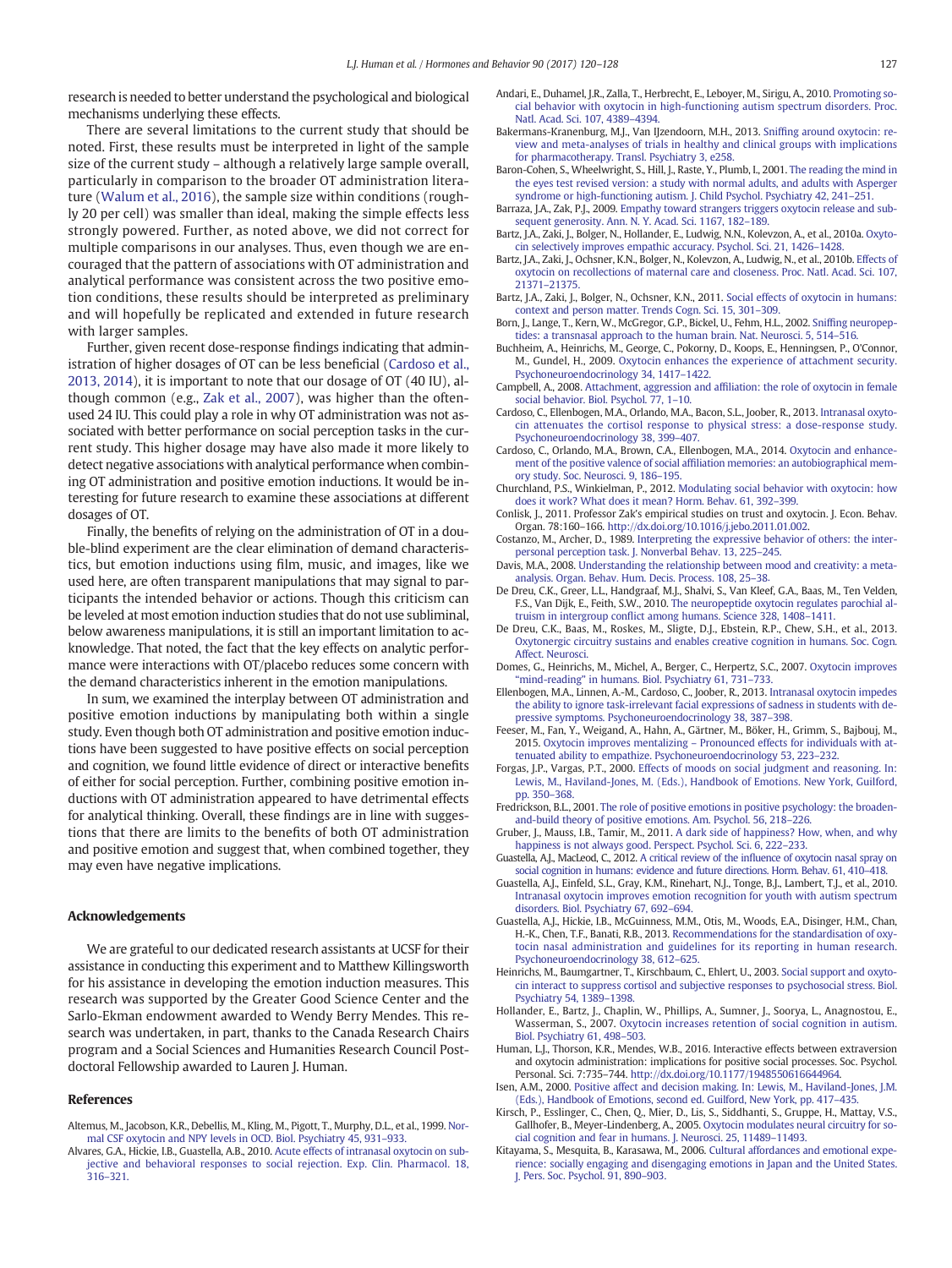research is needed to better understand the psychological and biological mechanisms underlying these effects.

There are several limitations to the current study that should be noted. First, these results must be interpreted in light of the sample size of the current study – although a relatively large sample overall, particularly in comparison to the broader OT administration literature (Walum et al., 2016), the sample size within conditions (roughly 20 per cell) was smaller than ideal, making the simple effects less strongly powered. Further, as noted above, we did not correct for multiple comparisons in our analyses. Thus, even though we are encouraged that the pattern of associations with OT administration and analytical performance was consistent across the two positive emotion conditions, these results should be interpreted as preliminary and will hopefully be replicated and extended in future research with larger samples.

Further, given recent dose-response findings indicating that administration of higher dosages of OT can be less beneficial (Cardoso et al., 2013, 2014), it is important to note that our dosage of OT (40 IU), although common (e.g., Zak et al., 2007), was higher than the often-used 24 IU. This could play a role in why OT administration was not associated with better performance on social perception tasks in the current study. This higher dosage may have also made it more likely to detect negative associations with analytical performance when combining OT administration and positive emotion inductions. It would be interesting for future research to examine these associations at different dosages of OT.

Finally, the benefits of relying on the administration of OT in a double-blind experiment are the clear elimination of demand characteristics, but emotion inductions using film, music, and images, like we used here, are often transparent manipulations that may signal to participants the intended behavior or actions. Though this criticism can be leveled at most emotion induction studies that do not use subliminal, below awareness manipulations, it is still an important limitation to acknowledge. That noted, the fact that the key effects on analytic performance were interactions with OT/placebo reduces some concern with the demand characteristics inherent in the emotion manipulations.

In sum, we examined the interplay between OT administration and positive emotion inductions by manipulating both within a single study. Even though both OT administration and positive emotion inductions have been suggested to have positive effects on social perception and cognition, we found little evidence of direct or interactive benefits of either for social perception. Further, combining positive emotion inductions with OT administration appeared to have detrimental effects for analytical thinking. Overall, these findings are in line with suggestions that there are limits to the benefits of both OT administration and positive emotion and suggest that, when combined together, they may even have negative implications.

## Acknowledgements

We are grateful to our dedicated research assistants at UCSF for their assistance in conducting this experiment and to Matthew Killingsworth for his assistance in developing the emotion induction measures. This research was supported by the Greater Good Science Center and the Sarlo-Ekman endowment awarded to Wendy Berry Mendes. This research was undertaken, in part, thanks to the Canada Research Chairs program and a Social Sciences and Humanities Research Council Postdoctoral Fellowship awarded to Lauren J. Human.

## References

Altemus, M., Jacobson, K.R., Debellis, M., Kling, M., Pigott, T., Murphy, D.L., et al., 1999. Normal CSF oxytocin and NPY levels in OCD. Biol. Psychiatry 45, 931–933.

Alvares, G.A., Hickie, I.B., Guastella, A.B., 2010. Acute effects of intranasal oxytocin on subjective and behavioral responses to social rejection. Exp. Clin. Pharmacol. 18, 316–321.

Andari, E., Duhamel, J.R., Zalla, T., Herbrecht, E., Leboyer, M., Sirigu, A., 2010. Promoting social behavior with oxytocin in high-functioning autism spectrum disorders. Proc. Natl. Acad. Sci. 107, 4389–4394.

Bakermans-Kranenburg, M.J., Van IJzendoorn, M.H., 2013. Sniffing around oxytocin: review and meta-analyses of trials in healthy and clinical groups with implications for pharmacotherapy. Transl. Psychiatry 3, e258.

Baron-Cohen, S., Wheelwright, S., Hill, J., Raste, Y., Plumb, I., 2001. The reading the mind in the eyes test revised version: a study with normal adults, and adults with Asperger syndrome or high-functioning autism. J. Child Psychol. Psychiatry 42, 241–251.

Barraza, J.A., Zak, P.J., 2009. Empathy toward strangers triggers oxytocin release and subsequent generosity. Ann. N. Y. Acad. Sci. 1167, 182–189.

Bartz, J.A., Zaki, J., Bolger, N., Hollander, E., Ludwig, N.N., Kolevzon, A., et al., 2010a. Oxytocin selectively improves empathic accuracy. Psychol. Sci. 21, 1426–1428.

Bartz, J.A., Zaki, J., Ochsner, K.N., Bolger, N., Kolevzon, A., Ludwig, N., et al., 2010b. Effects of oxytocin on recollections of maternal care and closeness. Proc. Natl. Acad. Sci. 107, 21371–21375.

Bartz, J.A., Zaki, J., Bolger, N., Ochsner, K.N., 2011. Social effects of oxytocin in humans: context and person matter. Trends Cogn. Sci. 15, 301–309.

Born, J., Lange, T., Kern, W., McGregor, G.P., Bickel, U., Fehm, H.L., 2002. Sniffing neuropeptides: a transnasal approach to the human brain. Nat. Neurosci. 5, 514–516.

Buchheim, A., Heinrichs, M., George, C., Pokorny, D., Koops, E., Henningsen, P., O'Connor, M., Gundel, H., 2009. Oxytocin enhances the experience of attachment security. Psychoneuroendocrinology 34, 1417–1422.

Campbell, A., 2008. Attachment, aggression and affiliation: the role of oxytocin in female social behavior. Biol. Psychol. 77, 1–10.

Cardoso, C., Ellenbogen, M.A., Orlando, M.A., Bacon, S.L., Joober, R., 2013. Intranasal oxytocin attenuates the cortisol response to physical stress: a dose-response study. Psychoneuroendocrinology 38, 399–407.

Cardoso, C., Orlando, M.A., Brown, C.A., Ellenbogen, M.A., 2014. Oxytocin and enhancement of the positive valence of social affiliation memories: an autobiographical memory study. Soc. Neurosci. 9, 186–195.

Churchland, P.S., Winkielman, P., 2012. Modulating social behavior with oxytocin: how does it work? What does it mean? Horm. Behav. 61, 392–399.

Conlisk, J., 2011. Professor Zak's empirical studies on trust and oxytocin. J. Econ. Behav. Organ. 78:160–166. http://dx.doi.org/10.1016/j.jebo.2011.01.002.

Costanzo, M., Archer, D., 1989. Interpreting the expressive behavior of others: the interpersonal perception task. J. Nonverbal Behav. 13, 225–245.

Davis, M.A., 2008. Understanding the relationship between mood and creativity: a meta-analysis. Organ. Behav. Hum. Decis. Process. 108, 25–38.

De Dreu, C.K., Greer, L.L., Handgraaf, M.J., Shalvi, S., Van Kleef, G.A., Baas, M., Ten Velden, F.S., Van Dijk, E., Feith, S.W., 2010. The neuropeptide oxytocin regulates parochial altruism in intergroup conflict among humans. Science 328, 1408–1411.

De Dreu, C.K., Baas, M., Roskes, M., Sligte, D.J., Ebstein, R.P., Chew, S.H., et al., 2013. Oxytonergic circuitry sustains and enables creative cognition in humans. Soc. Cogn. Affect. Neurosci.

Domes, G., Heinrichs, M., Michel, A., Berger, C., Herpertz, S.C., 2007. Oxytocin improves "mind-reading" in humans. Biol. Psychiatry 61, 731–733.

Ellenbogen, M.A., Linnen, A.-M., Cardoso, C., Joober, R., 2013. Intranasal oxytocin impedes the ability to ignore task-irrelevant facial expressions of sadness in students with depressive symptoms. Psychoneuroendocrinology 38, 387–398.

Feeser, M., Fan, Y., Weigand, A., Hahn, A., Gärtner, M., Böker, H., Grimm, S., Bajbouj, M., 2015. Oxytocin improves mentalizing – Pronounced effects for individuals with attenuated ability to empathize. Psychoneuroendocrinology 53, 223–232.

Forgas, J.P., Vargas, P.T., 2000. Effects of moods on social judgment and reasoning. In: Lewis, M., Haviland-Jones, M. (Eds.), Handbook of Emotions. New York, Guilford, pp. 350–368.

Fredrickson, B.L., 2001. The role of positive emotions in positive psychology: the broaden-and-build theory of positive emotions. Am. Psychol. 56, 218–226.

Gruber, J., Mauss, I.B., Tamir, M., 2011. A dark side of happiness? How, when, and why happiness is not always good. Perspect. Psychol. Sci. 6, 222–233.

Guastella, A.J., MacLeod, C., 2012. A critical review of the influence of oxytocin nasal spray on social cognition in humans: evidence and future directions. Horm. Behav. 61, 410–418.

Guastella, A.J., Einfeld, S.L., Gray, K.M., Rinehart, N.J., Tonge, B.J., Lambert, T.J., et al., 2010. Intranasal oxytocin improves emotion recognition for youth with autism spectrum disorders. Biol. Psychiatry 67, 692–694.

Guastella, A.J., Hickie, I.B., McGuinness, M.M., Otis, M., Woods, E.A., Disinger, H.M., Chan, H.-K., Chen, T.F., Banati, R.B., 2013. Recommendations for the standardisation of oxytocin nasal administration and guidelines for its reporting in human research. Psychoneuroendocrinology 38, 612–625.

Heinrichs, M., Baumgartner, T., Kirschbaum, C., Ehlert, U., 2003. Social support and oxytocin interact to suppress cortisol and subjective responses to psychosocial stress. Biol. Psychiatry 54, 1389–1398.

Hollander, E., Bartz, J., Chaplin, W., Phillips, A., Sumner, J., Soorya, L., Anagnostou, E., Wasserman, S., 2007. Oxytocin increases retention of social cognition in autism. Biol. Psychiatry 61, 498–503.

Human, L.J., Thorson, K.R., Mendes, W.B., 2016. Interactive effects between extraversion and oxytocin administration: implications for positive social processes. Soc. Psychol. Personal. Sci. 7:735–744. http://dx.doi.org/10.1177/1948550616644964.

Isen, A.M., 2000. Positive affect and decision making. In: Lewis, M., Haviland-Jones, J.M. (Eds.), Handbook of Emotions, second ed. Guilford, New York, pp. 417–435.

Kirsch, P., Esslinger, C., Chen, Q., Mier, D., Lis, S., Siddhanti, S., Gruppe, H., Mattay, V.S., Gallhofer, B., Meyer-Lindenberg, A., 2005. Oxytocin modulates neural circuitry for social cognition and fear in humans. J. Neurosci. 25, 11489–11493.

Kitayama, S., Mesquita, B., Karasawa, M., 2006. Cultural affordances and emotional experience: socially engaging and disengaging emotions in Japan and the United States. J. Pers. Soc. Psychol. 91, 890–903.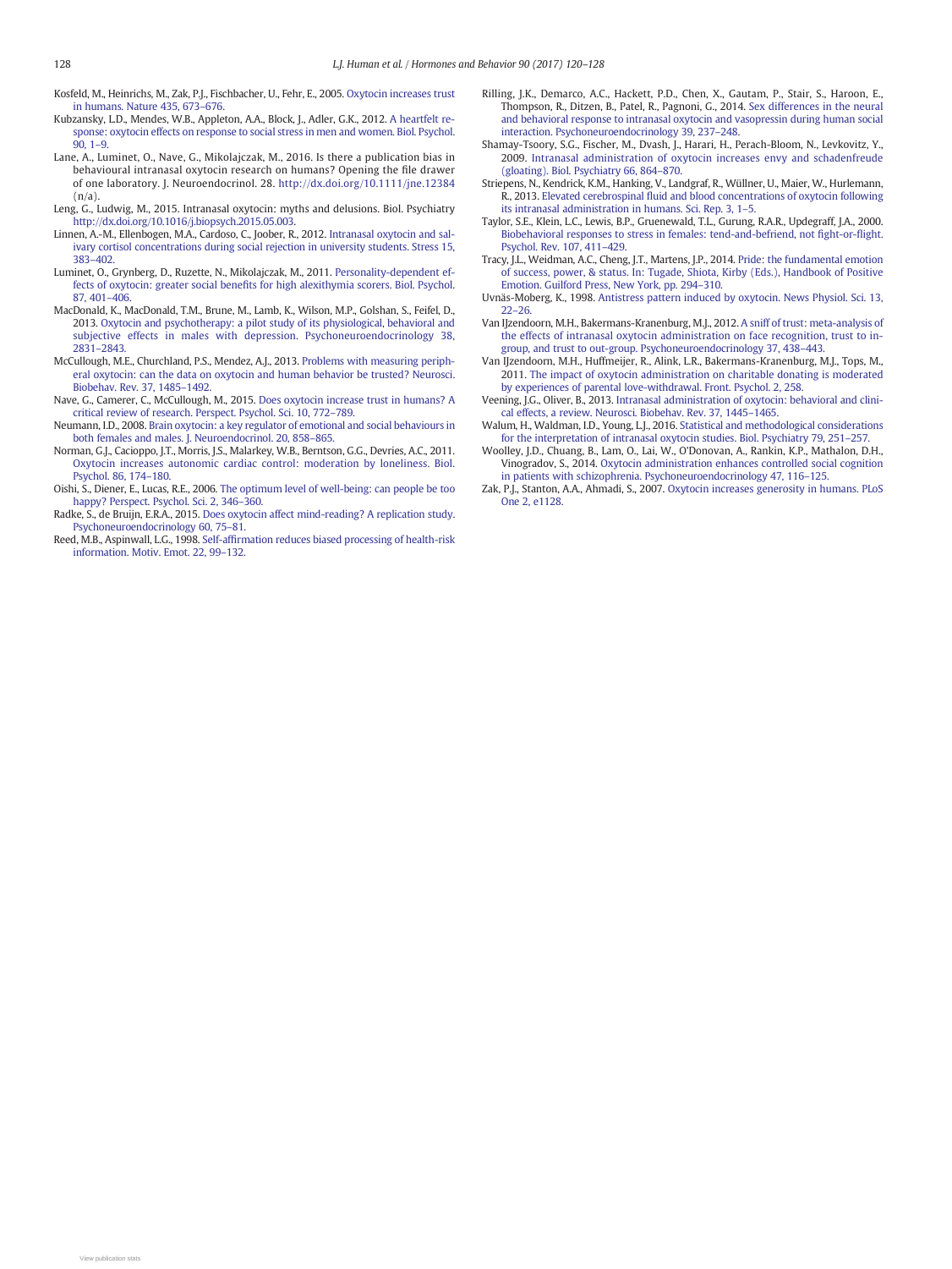Kosfeld, M., Heinrichs, M., Zak, P.J., Fischbacher, U., Fehr, E., 2005. Oxytocin increases trust in humans. Nature 435, 673–676.

Kubzansky, L.D., Mendes, W.B., Appleton, A.A., Block, J., Adler, G.K., 2012. A heartfelt response: oxytocin effects on response to social stress in men and women. Biol. Psychol. 90, 1–9.

Lane, A., Luminet, O., Nave, G., Mikolajczak, M., 2016. Is there a publication bias in behavioural intranasal oxytocin research on humans? Opening the file drawer of one laboratory. J. Neuroendocrinol. 28. http://dx.doi.org/10.1111/jne.12384 (n/a).

Leng, G., Ludwig, M., 2015. Intranasal oxytocin: myths and delusions. Biol. Psychiatry http://dx.doi.org/10.1016/j.biopsych.2015.05.003.

Linnen, A.-M., Ellenbogen, M.A., Cardoso, C., Joober, R., 2012. Intranasal oxytocin and salivary cortisol concentrations during social rejection in university students. Stress 15, 383–402.

Luminet, O., Grynberg, D., Ruzette, N., Mikolajczak, M., 2011. Personality-dependent effects of oxytocin: greater social benefits for high alexithymia scorers. Biol. Psychol. 87, 401–406.

MacDonald, K., MacDonald, T.M., Brune, M., Lamb, K., Wilson, M.P., Golshan, S., Feifel, D., 2013. Oxytocin and psychotherapy: a pilot study of its physiological, behavioral and subjective effects in males with depression. Psychoneuroendocrinology 38, 2831–2843.

McCullough, M.E., Churchland, P.S., Mendez, A.J., 2013. Problems with measuring peripheral oxytocin: can the data on oxytocin and human behavior be trusted? Neurosci. Biobehav. Rev. 37, 1485–1492.

Nave, G., Camerer, C., McCullough, M., 2015. Does oxytocin increase trust in humans? A critical review of research. Perspect. Psychol. Sci. 10, 772–789.

Neumann, I.D., 2008. Brain oxytocin: a key regulator of emotional and social behaviours in both females and males. J. Neuroendocrinol. 20, 858–865.

Norman, G.J., Cacioppo, J.T., Morris, J.S., Malarkey, W.B., Berntson, G.G., Devries, A.C., 2011. Oxytocin increases autonomic cardiac control: moderation by loneliness. Biol. Psychol. 86, 174–180.

Oishi, S., Diener, E., Lucas, R.E., 2006. The optimum level of well-being: can people be too happy? Perspect. Psychol. Sci. 2, 346–360.

Radke, S., de Bruijn, E.R.A., 2015. Does oxytocin affect mind-reading? A replication study. Psychoneuroendocrinology 60, 75–81.

Reed, M.B., Aspinwall, L.G., 1998. Self-affirmation reduces biased processing of health-risk information. Motiv. Emot. 22, 99–132.

Rilling, J.K., Demarco, A.C., Hackett, P.D., Chen, X., Gautam, P., Stair, S., Haroon, E., Thompson, R., Ditzen, B., Patel, R., Pagnoni, G., 2014. Sex differences in the neural and behavioral response to intranasal oxytocin and vasopressin during human social interaction. Psychoneuroendocrinology 39, 237–248.

Shamay-Tsoory, S.G., Fischer, M., Dvash, J., Harari, H., Perach-Bloom, N., Levkovitz, Y., 2009. Intranasal administration of oxytocin increases envy and schadenfreude (gloating). Biol. Psychiatry 66, 864–870.

Striepens, N., Kendrick, K.M., Hanking, V., Landgraf, R., Wüllner, U., Maier, W., Hurlemann, R., 2013. Elevated cerebrospinal fluid and blood concentrations of oxytocin following its intranasal administration in humans. Sci. Rep. 3, 1–5.

Taylor, S.E., Klein, L.C., Lewis, B.P., Gruenewald, T.L., Gurung, R.A.R., Updegraff, J.A., 2000. Biobehavioral responses to stress in females: tend-and-befriend, not fight-or-flight. Psychol. Rev. 107, 411–429.

Tracy, J.L., Weidman, A.C., Cheng, J.T., Martens, J.P., 2014. Pride: the fundamental emotion of success, power, & status. In: Tugade, Shiota, Kirby (Eds.), Handbook of Positive Emotion. Guilford Press, New York, pp. 294–310.

Uvnäs-Moberg, K., 1998. Antistress pattern induced by oxytocin. News Physiol. Sci. 13, 22–26.

Van IJzendoorn, M.H., Bakermans-Kranenburg, M.J., 2012. A sniff of trust: meta-analysis of the effects of intranasal oxytocin administration on face recognition, trust to in-group, and trust to out-group. Psychoneuroendocrinology 37, 438–443.

Van IJzendoorn, M.H., Huffmeijer, R., Alink, L.R., Bakermans-Kranenburg, M.J., Tops, M., 2011. The impact of oxytocin administration on charitable donating is moderated by experiences of parental love-withdrawal. Front. Psychol. 2, 258.

Veening, J.G., Oliver, B., 2013. Intranasal administration of oxytocin: behavioral and clinical effects, a review. Neurosci. Biobehav. Rev. 37, 1445–1465.

Walum, H., Waldman, I.D., Young, L.J., 2016. Statistical and methodological considerations for the interpretation of intranasal oxytocin studies. Biol. Psychiatry 79, 251–257.

Woolley, J.D., Chuang, B., Lam, O., Lai, W., O'Donovan, A., Rankin, K.P., Mathalon, D.H., Vinogradov, S., 2014. Oxytocin administration enhances controlled social cognition in patients with schizophrenia. Psychoneuroendocrinology 47, 116–125.

Zak, P.J., Stanton, A.A., Ahmadi, S., 2007. Oxytocin increases generosity in humans. PLoS One 2, e1128.